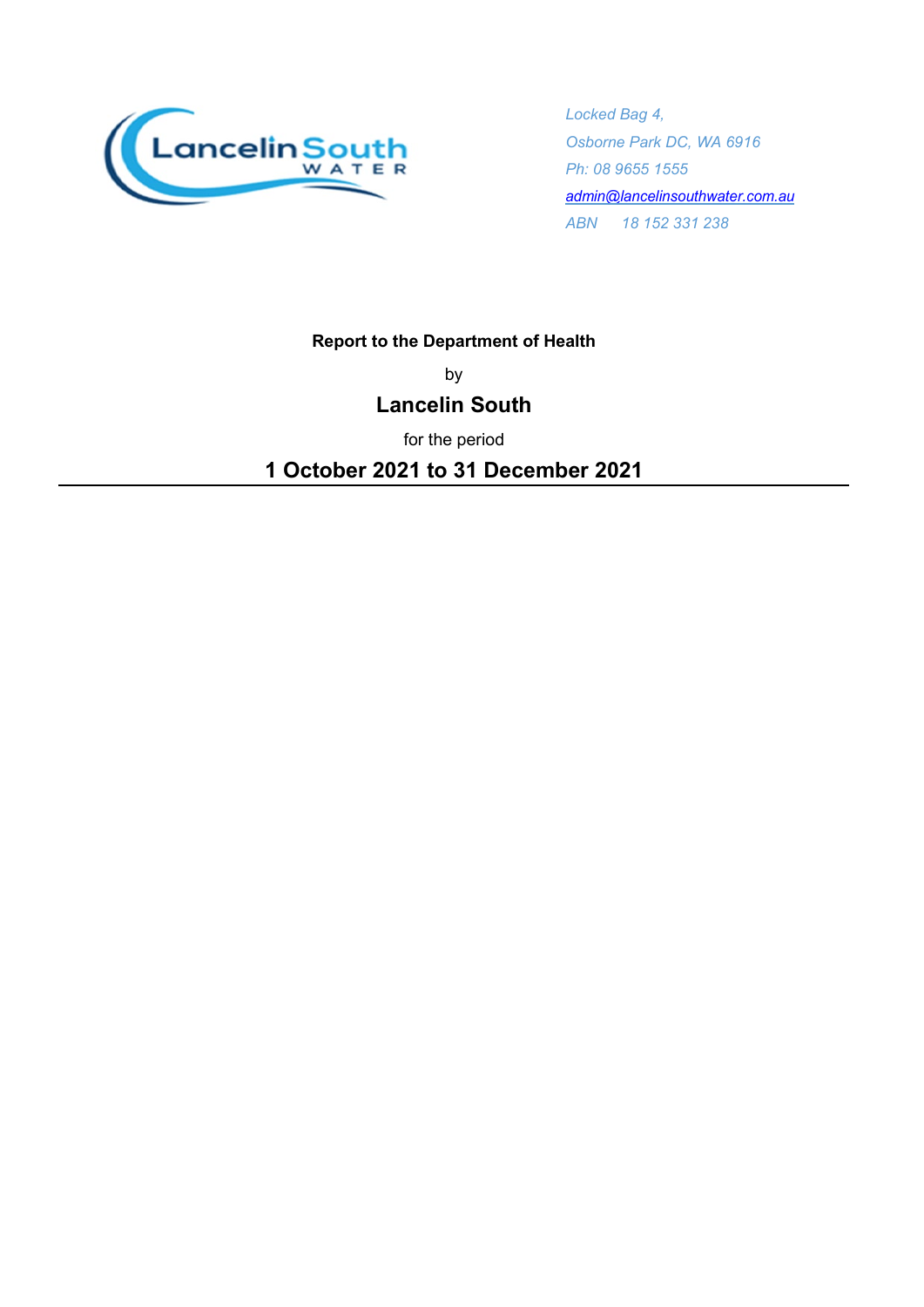*Locked Bag 4,*

*Osborne Park DC, WA 6916*

*Ph: 08 9655 1555*

*admin@lancelinsouthwater.com.au*

*ABN 18 152 331 238*

**Report to the Department of Health**

by

## Lancelin South

for the period

## 1 October 2021 to 31 December 2021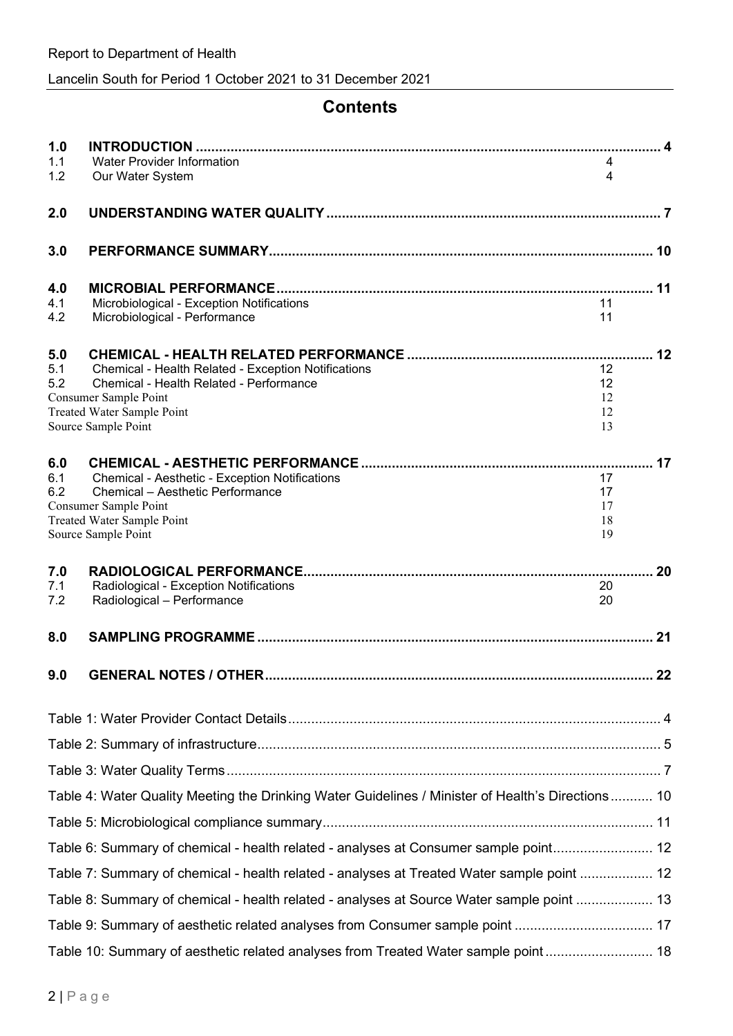# Contents

| | | |
|---|---|---|
| **1.0** | **INTRODUCTION** | **4** |
| 1.1 | Water Provider Information | 4 |
| 1.2 | Our Water System | 4 |
| **2.0** | **UNDERSTANDING WATER QUALITY** | **7** |
| **3.0** | **PERFORMANCE SUMMARY** | **10** |
| **4.0** | **MICROBIAL PERFORMANCE** | **11** |
| 4.1 | Microbiological - Exception Notifications | 11 |
| 4.2 | Microbiological - Performance | 11 |
| **5.0** | **CHEMICAL - HEALTH RELATED PERFORMANCE** | **12** |
| 5.1 | Chemical - Health Related - Exception Notifications | 12 |
| 5.2 | Chemical - Health Related - Performance | 12 |
| | Consumer Sample Point | 12 |
| | Treated Water Sample Point | 12 |
| | Source Sample Point | 13 |
| **6.0** | **CHEMICAL - AESTHETIC PERFORMANCE** | **17** |
| 6.1 | Chemical - Aesthetic - Exception Notifications | 17 |
| 6.2 | Chemical – Aesthetic Performance | 17 |
| | Consumer Sample Point | 17 |
| | Treated Water Sample Point | 18 |
| | Source Sample Point | 19 |
| **7.0** | **RADIOLOGICAL PERFORMANCE** | **20** |
| 7.1 | Radiological - Exception Notifications | 20 |
| 7.2 | Radiological – Performance | 20 |
| **8.0** | **SAMPLING PROGRAMME** | **21** |
| **9.0** | **GENERAL NOTES / OTHER** | **22** |

| | |
|---|---|
| Table 1: Water Provider Contact Details | 4 |
| Table 2: Summary of infrastructure | 5 |
| Table 3: Water Quality Terms | 7 |
| Table 4: Water Quality Meeting the Drinking Water Guidelines / Minister of Health's Directions | 10 |
| Table 5: Microbiological compliance summary | 11 |
| Table 6: Summary of chemical - health related - analyses at Consumer sample point | 12 |
| Table 7: Summary of chemical - health related - analyses at Treated Water sample point | 12 |
| Table 8: Summary of chemical - health related - analyses at Source Water sample point | 13 |
| Table 9: Summary of aesthetic related analyses from Consumer sample point | 17 |
| Table 10: Summary of aesthetic related analyses from Treated Water sample point | 18 |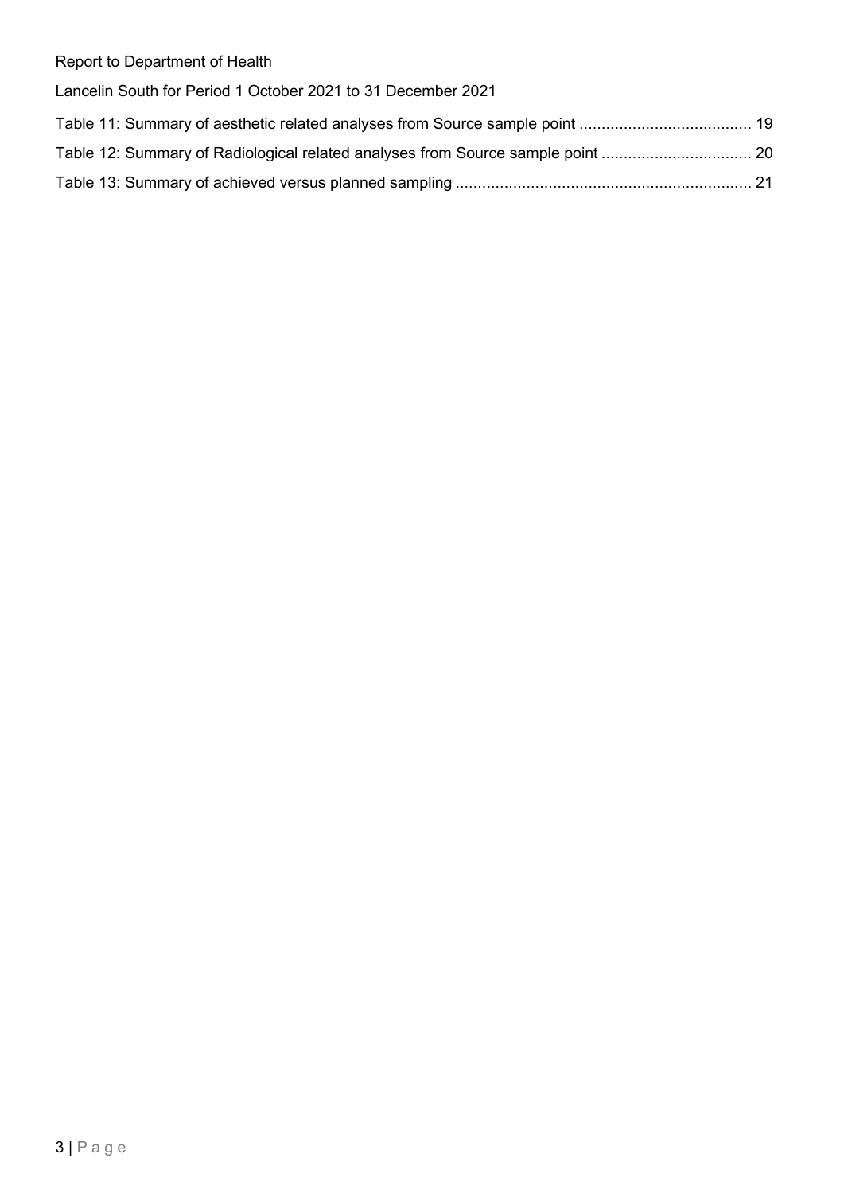Table 11: Summary of aesthetic related analyses from Source sample point ....................................... 19

Table 12: Summary of Radiological related analyses from Source sample point .................................. 20

Table 13: Summary of achieved versus planned sampling .................................................................. 21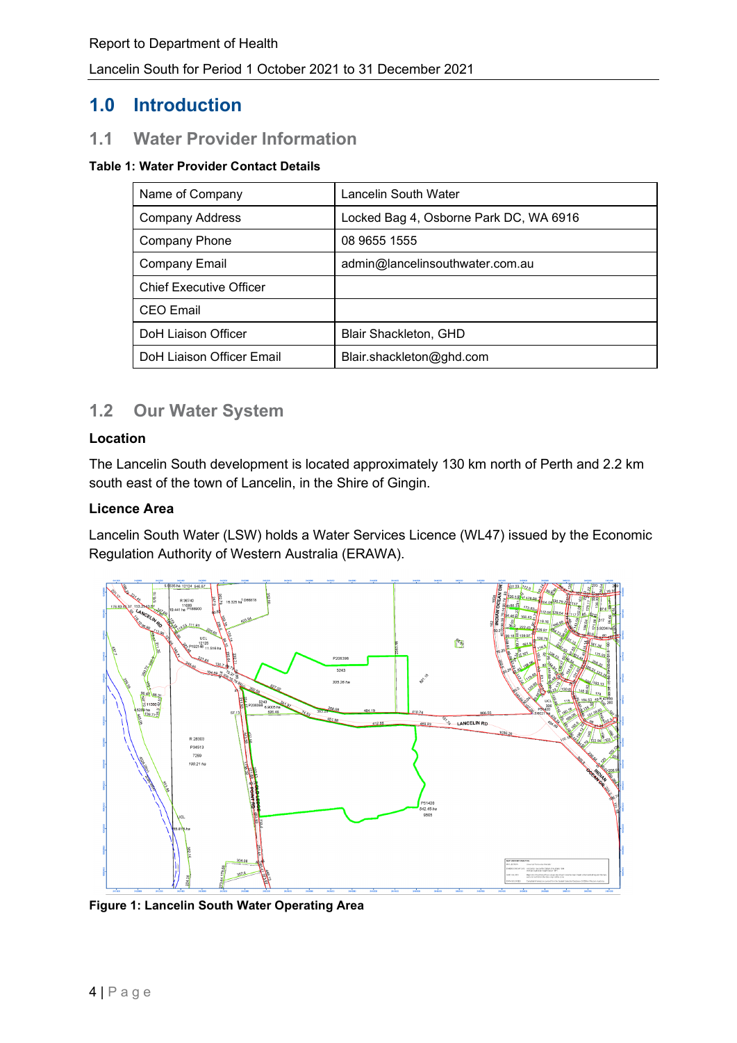# 1.0 Introduction

## 1.1 Water Provider Information

**Table 1: Water Provider Contact Details**

| Name of Company | Lancelin South Water |
|---|---|
| Company Address | Locked Bag 4, Osborne Park DC, WA 6916 |
| Company Phone | 08 9655 1555 |
| Company Email | admin@lancelinsouthwater.com.au |
| Chief Executive Officer | |
| CEO Email | |
| DoH Liaison Officer | Blair Shackleton, GHD |
| DoH Liaison Officer Email | Blair.shackleton@ghd.com |

## 1.2 Our Water System

**Location**

The Lancelin South development is located approximately 130 km north of Perth and 2.2 km south east of the town of Lancelin, in the Shire of Gingin.

**Licence Area**

Lancelin South Water (LSW) holds a Water Services Licence (WL47) issued by the Economic Regulation Authority of Western Australia (ERAWA).

**Figure 1: Lancelin South Water Operating Area**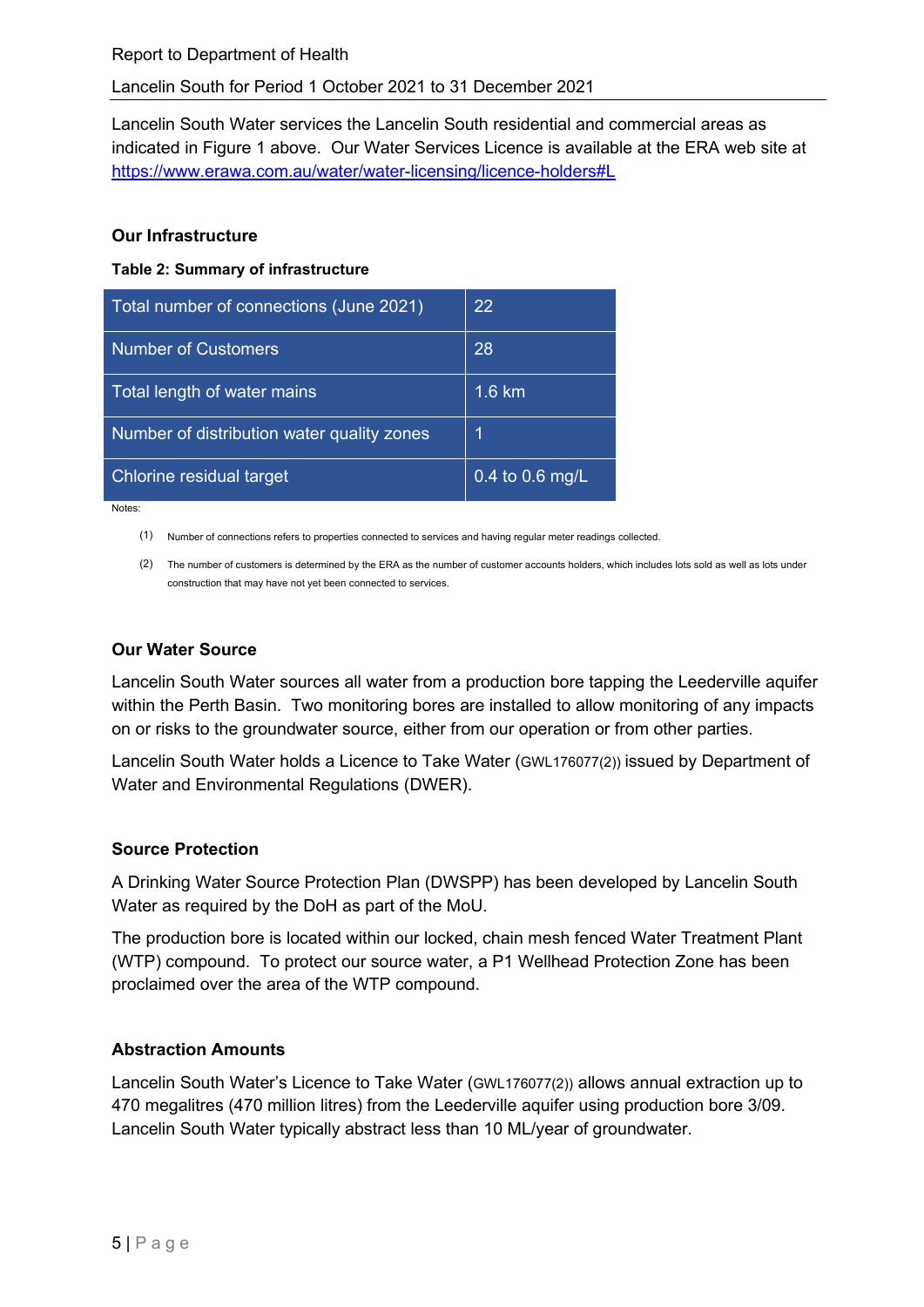Lancelin South Water services the Lancelin South residential and commercial areas as indicated in Figure 1 above. Our Water Services Licence is available at the ERA web site at [https://www.erawa.com.au/water/water-licensing/licence-holders#L](https://www.erawa.com.au/water/water-licensing/licence-holders#L)

## Our Infrastructure

**Table 2: Summary of infrastructure**

| | |
|---|---|
| Total number of connections (June 2021) | 22 |
| Number of Customers | 28 |
| Total length of water mains | 1.6 km |
| Number of distribution water quality zones | 1 |
| Chlorine residual target | 0.4 to 0.6 mg/L |

Notes:

(1) Number of connections refers to properties connected to services and having regular meter readings collected.

(2) The number of customers is determined by the ERA as the number of customer accounts holders, which includes lots sold as well as lots under construction that may have not yet been connected to services.

## Our Water Source

Lancelin South Water sources all water from a production bore tapping the Leederville aquifer within the Perth Basin. Two monitoring bores are installed to allow monitoring of any impacts on or risks to the groundwater source, either from our operation or from other parties.

Lancelin South Water holds a Licence to Take Water (GWL176077(2)) issued by Department of Water and Environmental Regulations (DWER).

## Source Protection

A Drinking Water Source Protection Plan (DWSPP) has been developed by Lancelin South Water as required by the DoH as part of the MoU.

The production bore is located within our locked, chain mesh fenced Water Treatment Plant (WTP) compound. To protect our source water, a P1 Wellhead Protection Zone has been proclaimed over the area of the WTP compound.

## Abstraction Amounts

Lancelin South Water's Licence to Take Water (GWL176077(2)) allows annual extraction up to 470 megalitres (470 million litres) from the Leederville aquifer using production bore 3/09. Lancelin South Water typically abstract less than 10 ML/year of groundwater.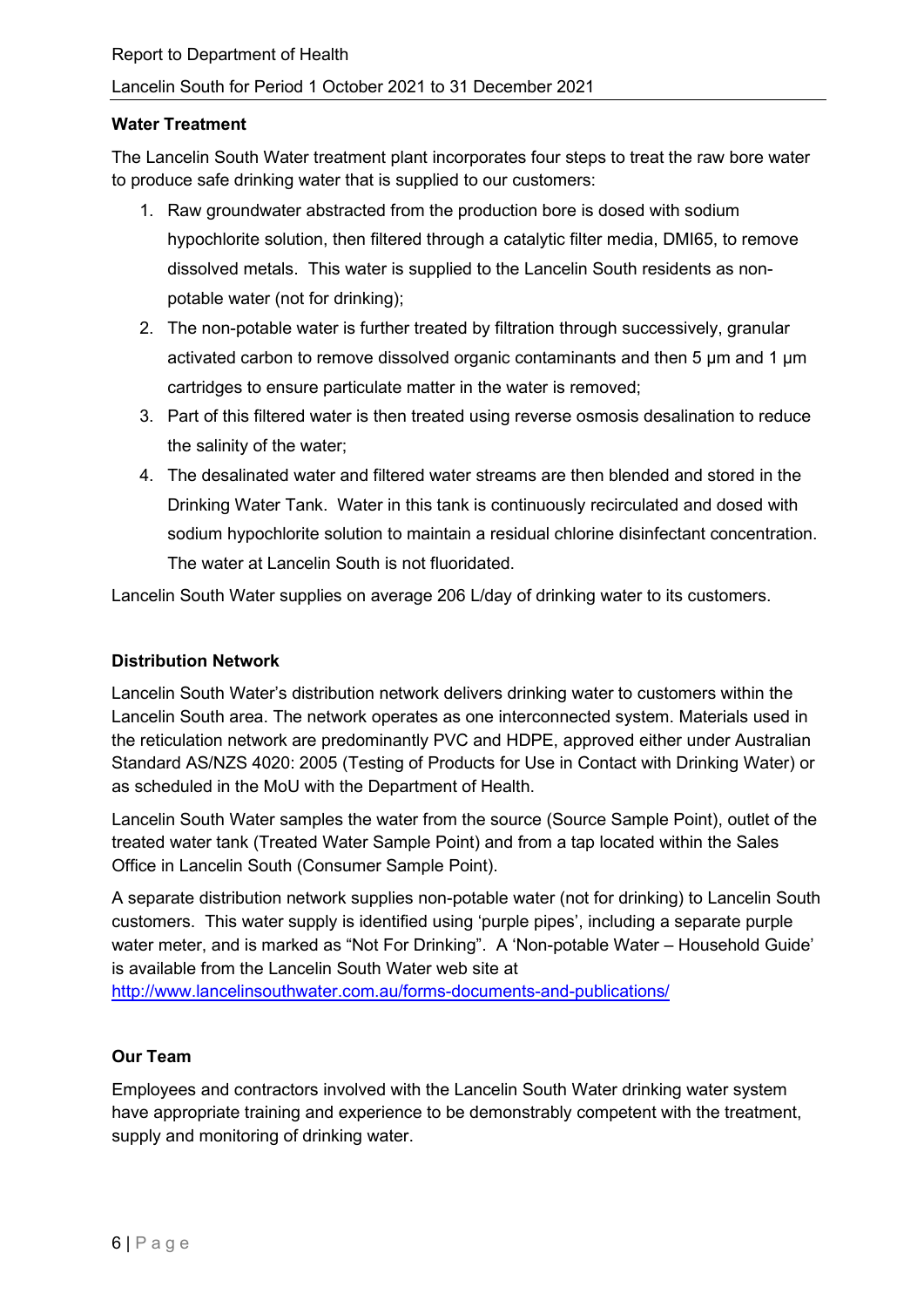**Water Treatment**

The Lancelin South Water treatment plant incorporates four steps to treat the raw bore water to produce safe drinking water that is supplied to our customers:

1. Raw groundwater abstracted from the production bore is dosed with sodium hypochlorite solution, then filtered through a catalytic filter media, DMI65, to remove dissolved metals. This water is supplied to the Lancelin South residents as non-potable water (not for drinking);
2. The non-potable water is further treated by filtration through successively, granular activated carbon to remove dissolved organic contaminants and then 5 μm and 1 μm cartridges to ensure particulate matter in the water is removed;
3. Part of this filtered water is then treated using reverse osmosis desalination to reduce the salinity of the water;
4. The desalinated water and filtered water streams are then blended and stored in the Drinking Water Tank. Water in this tank is continuously recirculated and dosed with sodium hypochlorite solution to maintain a residual chlorine disinfectant concentration. The water at Lancelin South is not fluoridated.

Lancelin South Water supplies on average 206 L/day of drinking water to its customers.

**Distribution Network**

Lancelin South Water's distribution network delivers drinking water to customers within the Lancelin South area. The network operates as one interconnected system. Materials used in the reticulation network are predominantly PVC and HDPE, approved either under Australian Standard AS/NZS 4020: 2005 (Testing of Products for Use in Contact with Drinking Water) or as scheduled in the MoU with the Department of Health.

Lancelin South Water samples the water from the source (Source Sample Point), outlet of the treated water tank (Treated Water Sample Point) and from a tap located within the Sales Office in Lancelin South (Consumer Sample Point).

A separate distribution network supplies non-potable water (not for drinking) to Lancelin South customers. This water supply is identified using 'purple pipes', including a separate purple water meter, and is marked as "Not For Drinking". A 'Non-potable Water – Household Guide' is available from the Lancelin South Water web site at [http://www.lancelinsouthwater.com.au/forms-documents-and-publications/](http://www.lancelinsouthwater.com.au/forms-documents-and-publications/)

**Our Team**

Employees and contractors involved with the Lancelin South Water drinking water system have appropriate training and experience to be demonstrably competent with the treatment, supply and monitoring of drinking water.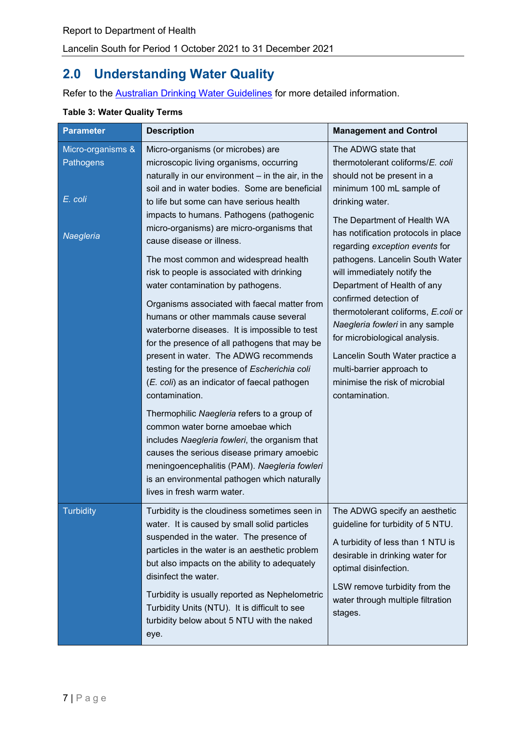## 2.0 Understanding Water Quality

Refer to the [Australian Drinking Water Guidelines](Australian Drinking Water Guidelines) for more detailed information.

**Table 3: Water Quality Terms**

| Parameter | Description | Management and Control |
|---|---|---|
| Micro-organisms & Pathogens<br><br>*E. coli*<br><br>*Naegleria* | Micro-organisms (or microbes) are microscopic living organisms, occurring naturally in our environment – in the air, in the soil and in water bodies. Some are beneficial to life but some can have serious health impacts to humans. Pathogens (pathogenic micro-organisms) are micro-organisms that cause disease or illness.<br><br>The most common and widespread health risk to people is associated with drinking water contamination by pathogens.<br><br>Organisms associated with faecal matter from humans or other mammals cause several waterborne diseases. It is impossible to test for the presence of all pathogens that may be present in water. The ADWG recommends testing for the presence of *Escherichia coli* (*E. coli*) as an indicator of faecal pathogen contamination.<br><br>Thermophilic *Naegleria* refers to a group of common water borne amoebae which includes *Naegleria fowleri*, the organism that causes the serious disease primary amoebic meningoencephalitis (PAM). *Naegleria fowleri* is an environmental pathogen which naturally lives in fresh warm water. | The ADWG state that thermotolerant coliforms/*E. coli* should not be present in a minimum 100 mL sample of drinking water.<br><br>The Department of Health WA has notification protocols in place regarding *exception events* for pathogens. Lancelin South Water will immediately notify the Department of Health of any confirmed detection of thermotolerant coliforms, *E.coli* or *Naegleria fowleri* in any sample for microbiological analysis.<br><br>Lancelin South Water practice a multi-barrier approach to minimise the risk of microbial contamination. |
| Turbidity | Turbidity is the cloudiness sometimes seen in water. It is caused by small solid particles suspended in the water. The presence of particles in the water is an aesthetic problem but also impacts on the ability to adequately disinfect the water.<br><br>Turbidity is usually reported as Nephelometric Turbidity Units (NTU). It is difficult to see turbidity below about 5 NTU with the naked eye. | The ADWG specify an aesthetic guideline for turbidity of 5 NTU.<br><br>A turbidity of less than 1 NTU is desirable in drinking water for optimal disinfection.<br><br>LSW remove turbidity from the water through multiple filtration stages. |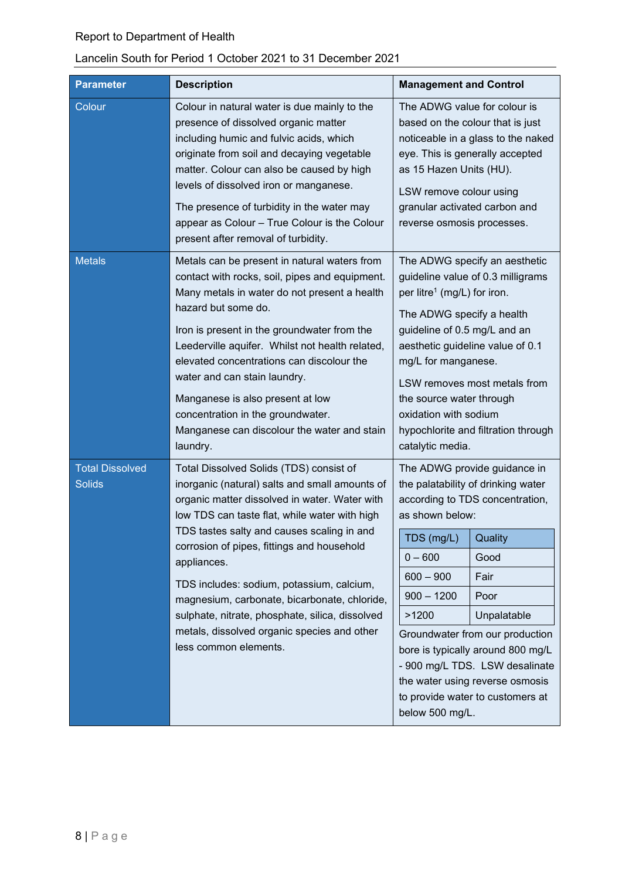| Parameter | Description | Management and Control |
|---|---|---|
| Colour | Colour in natural water is due mainly to the presence of dissolved organic matter including humic and fulvic acids, which originate from soil and decaying vegetable matter. Colour can also be caused by high levels of dissolved iron or manganese.<br><br>The presence of turbidity in the water may appear as Colour – True Colour is the Colour present after removal of turbidity. | The ADWG value for colour is based on the colour that is just noticeable in a glass to the naked eye. This is generally accepted as 15 Hazen Units (HU).<br><br>LSW remove colour using granular activated carbon and reverse osmosis processes. |
| Metals | Metals can be present in natural waters from contact with rocks, soil, pipes and equipment. Many metals in water do not present a health hazard but some do.<br><br>Iron is present in the groundwater from the Leederville aquifer. Whilst not health related, elevated concentrations can discolour the water and can stain laundry.<br><br>Manganese is also present at low concentration in the groundwater. Manganese can discolour the water and stain laundry. | The ADWG specify an aesthetic guideline value of 0.3 milligrams per litre[1] (mg/L) for iron.<br><br>The ADWG specify a health guideline of 0.5 mg/L and an aesthetic guideline value of 0.1 mg/L for manganese.<br><br>LSW removes most metals from the source water through oxidation with sodium hypochlorite and filtration through catalytic media. |
| Total Dissolved Solids | Total Dissolved Solids (TDS) consist of inorganic (natural) salts and small amounts of organic matter dissolved in water. Water with low TDS can taste flat, while water with high TDS tastes salty and causes scaling in and corrosion of pipes, fittings and household appliances.<br><br>TDS includes: sodium, potassium, calcium, magnesium, carbonate, bicarbonate, chloride, sulphate, nitrate, phosphate, silica, dissolved metals, dissolved organic species and other less common elements. | The ADWG provide guidance in the palatability of drinking water according to TDS concentration, as shown below:<br><br>TDS (mg/L) – Quality<br>0 – 600 – Good<br>600 – 900 – Fair<br>900 – 1200 – Poor<br>>1200 – Unpalatable<br><br>Groundwater from our production bore is typically around 800 mg/L - 900 mg/L TDS. LSW desalinate the water using reverse osmosis to provide water to customers at below 500 mg/L. |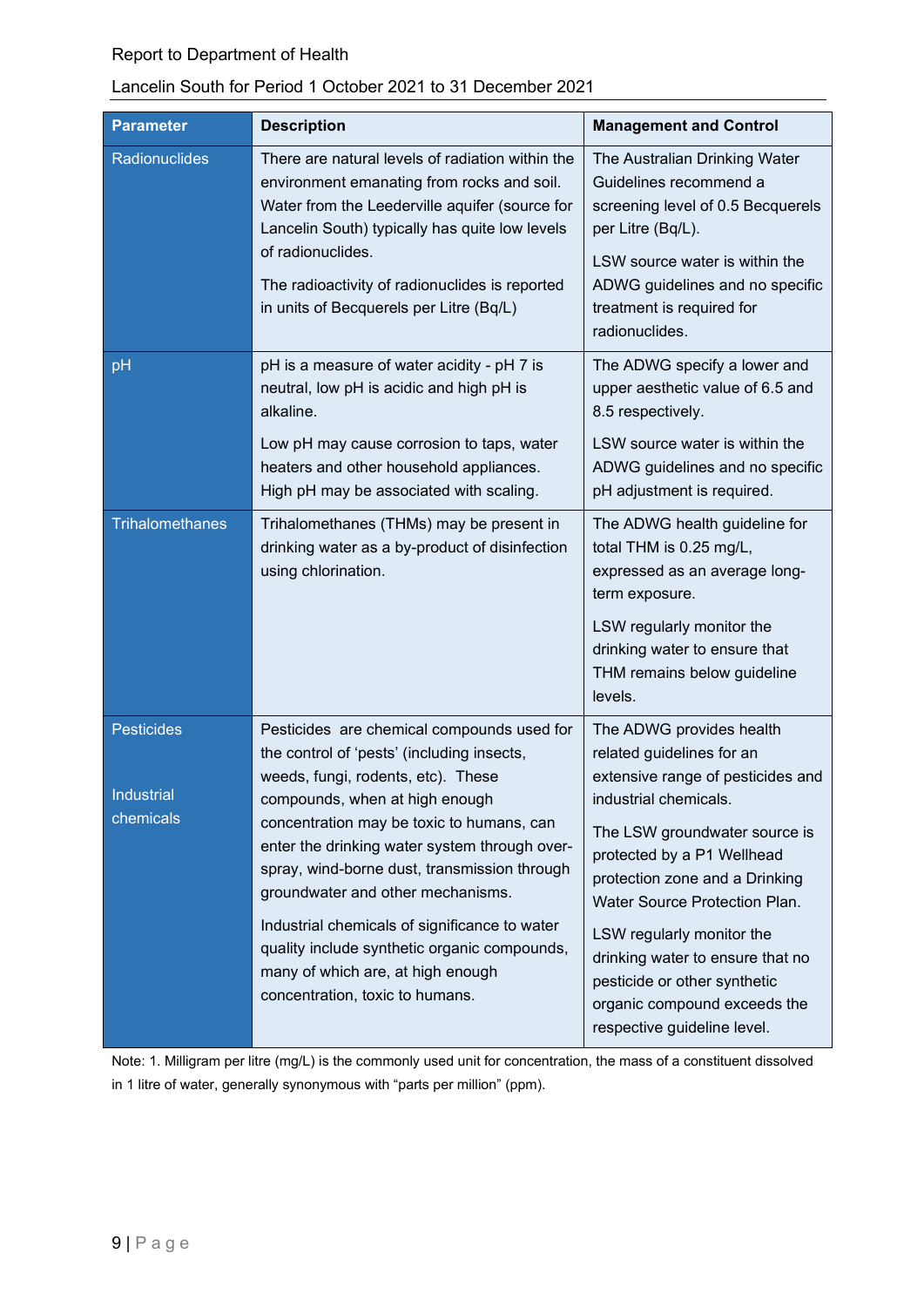| Parameter | Description | Management and Control |
|---|---|---|
| Radionuclides | There are natural levels of radiation within the environment emanating from rocks and soil. Water from the Leederville aquifer (source for Lancelin South) typically has quite low levels of radionuclides.<br><br>The radioactivity of radionuclides is reported in units of Becquerels per Litre (Bq/L) | The Australian Drinking Water Guidelines recommend a screening level of 0.5 Becquerels per Litre (Bq/L).<br><br>LSW source water is within the ADWG guidelines and no specific treatment is required for radionuclides. |
| pH | pH is a measure of water acidity - pH 7 is neutral, low pH is acidic and high pH is alkaline.<br><br>Low pH may cause corrosion to taps, water heaters and other household appliances. High pH may be associated with scaling. | The ADWG specify a lower and upper aesthetic value of 6.5 and 8.5 respectively.<br><br>LSW source water is within the ADWG guidelines and no specific pH adjustment is required. |
| Trihalomethanes | Trihalomethanes (THMs) may be present in drinking water as a by-product of disinfection using chlorination. | The ADWG health guideline for total THM is 0.25 mg/L, expressed as an average long-term exposure.<br><br>LSW regularly monitor the drinking water to ensure that THM remains below guideline levels. |
| Pesticides<br><br>Industrial chemicals | Pesticides are chemical compounds used for the control of 'pests' (including insects, weeds, fungi, rodents, etc). These compounds, when at high enough concentration may be toxic to humans, can enter the drinking water system through over-spray, wind-borne dust, transmission through groundwater and other mechanisms.<br><br>Industrial chemicals of significance to water quality include synthetic organic compounds, many of which are, at high enough concentration, toxic to humans. | The ADWG provides health related guidelines for an extensive range of pesticides and industrial chemicals.<br><br>The LSW groundwater source is protected by a P1 Wellhead protection zone and a Drinking Water Source Protection Plan.<br><br>LSW regularly monitor the drinking water to ensure that no pesticide or other synthetic organic compound exceeds the respective guideline level. |

Note: 1. Milligram per litre (mg/L) is the commonly used unit for concentration, the mass of a constituent dissolved in 1 litre of water, generally synonymous with "parts per million" (ppm).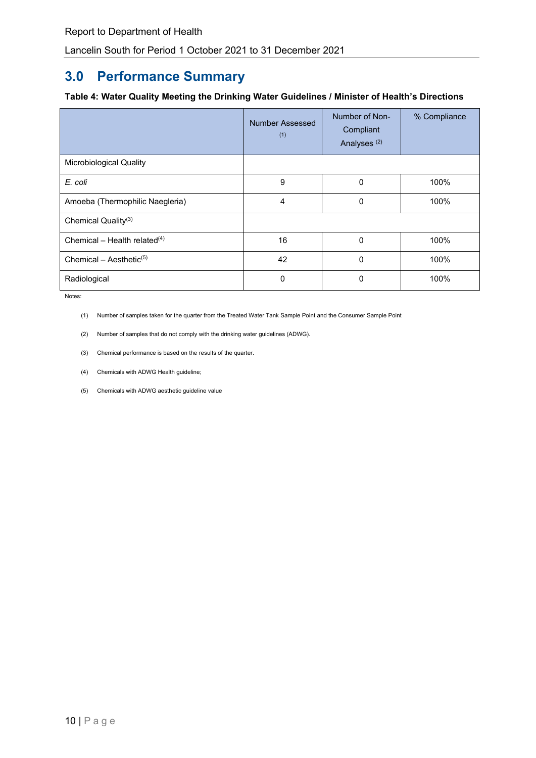## 3.0 Performance Summary

**Table 4: Water Quality Meeting the Drinking Water Guidelines / Minister of Health's Directions**

| | Number Assessed [1] | Number of Non-Compliant Analyses [2] | % Compliance |
|---|---|---|---|
| Microbiological Quality | | | |
| *E. coli* | 9 | 0 | 100% |
| Amoeba (Thermophilic Naegleria) | 4 | 0 | 100% |
| Chemical Quality[3] | | | |
| Chemical – Health related[4] | 16 | 0 | 100% |
| Chemical – Aesthetic[5] | 42 | 0 | 100% |
| Radiological | 0 | 0 | 100% |

Notes:

(1) Number of samples taken for the quarter from the Treated Water Tank Sample Point and the Consumer Sample Point

(2) Number of samples that do not comply with the drinking water guidelines (ADWG).

(3) Chemical performance is based on the results of the quarter.

(4) Chemicals with ADWG Health guideline;

(5) Chemicals with ADWG aesthetic guideline value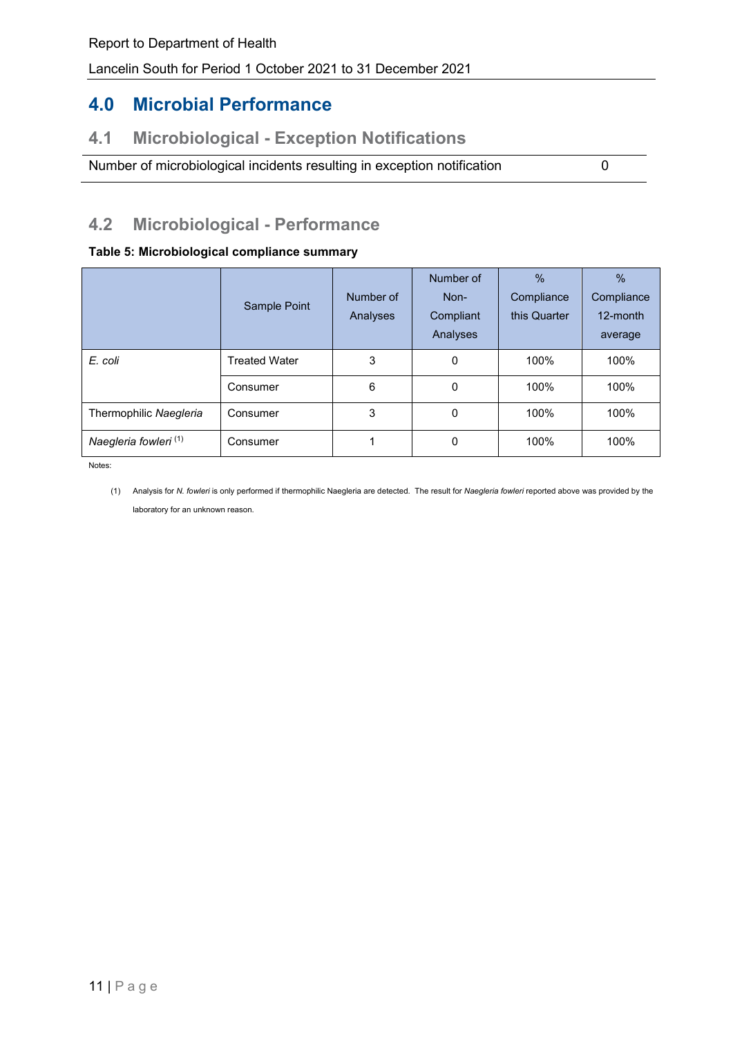# 4.0 Microbial Performance

## 4.1 Microbiological - Exception Notifications

| Number of microbiological incidents resulting in exception notification | 0 |
|---|---|

## 4.2 Microbiological - Performance

**Table 5: Microbiological compliance summary**

| | Sample Point | Number of Analyses | Number of Non-Compliant Analyses | % Compliance this Quarter | % Compliance 12-month average |
|---|---|---|---|---|---|
| *E. coli* | Treated Water | 3 | 0 | 100% | 100% |
| | Consumer | 6 | 0 | 100% | 100% |
| Thermophilic *Naegleria* | Consumer | 3 | 0 | 100% | 100% |
| *Naegleria fowleri* (1) | Consumer | 1 | 0 | 100% | 100% |

Notes:

(1) Analysis for *N. fowleri* is only performed if thermophilic Naegleria are detected. The result for *Naegleria fowleri* reported above was provided by the laboratory for an unknown reason.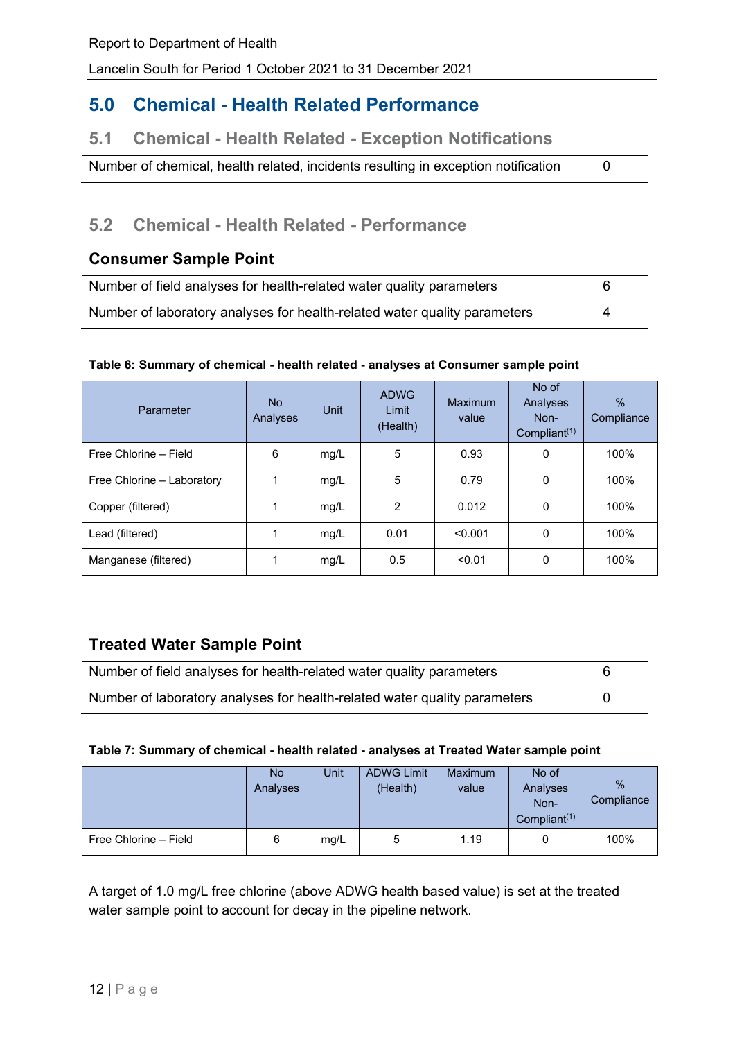# 5.0 Chemical - Health Related Performance

## 5.1 Chemical - Health Related - Exception Notifications

| | |
|---|---|
| Number of chemical, health related, incidents resulting in exception notification | 0 |

## 5.2 Chemical - Health Related - Performance

### Consumer Sample Point

| | |
|---|---|
| Number of field analyses for health-related water quality parameters | 6 |
| Number of laboratory analyses for health-related water quality parameters | 4 |

**Table 6: Summary of chemical - health related - analyses at Consumer sample point**

| Parameter | No Analyses | Unit | ADWG Limit (Health) | Maximum value | No of Analyses Non-Compliant(1) | % Compliance |
|---|---|---|---|---|---|---|
| Free Chlorine – Field | 6 | mg/L | 5 | 0.93 | 0 | 100% |
| Free Chlorine – Laboratory | 1 | mg/L | 5 | 0.79 | 0 | 100% |
| Copper (filtered) | 1 | mg/L | 2 | 0.012 | 0 | 100% |
| Lead (filtered) | 1 | mg/L | 0.01 | <0.001 | 0 | 100% |
| Manganese (filtered) | 1 | mg/L | 0.5 | <0.01 | 0 | 100% |

### Treated Water Sample Point

| | |
|---|---|
| Number of field analyses for health-related water quality parameters | 6 |
| Number of laboratory analyses for health-related water quality parameters | 0 |

**Table 7: Summary of chemical - health related - analyses at Treated Water sample point**

| | No Analyses | Unit | ADWG Limit (Health) | Maximum value | No of Analyses Non-Compliant(1) | % Compliance |
|---|---|---|---|---|---|---|
| Free Chlorine – Field | 6 | mg/L | 5 | 1.19 | 0 | 100% |

A target of 1.0 mg/L free chlorine (above ADWG health based value) is set at the treated water sample point to account for decay in the pipeline network.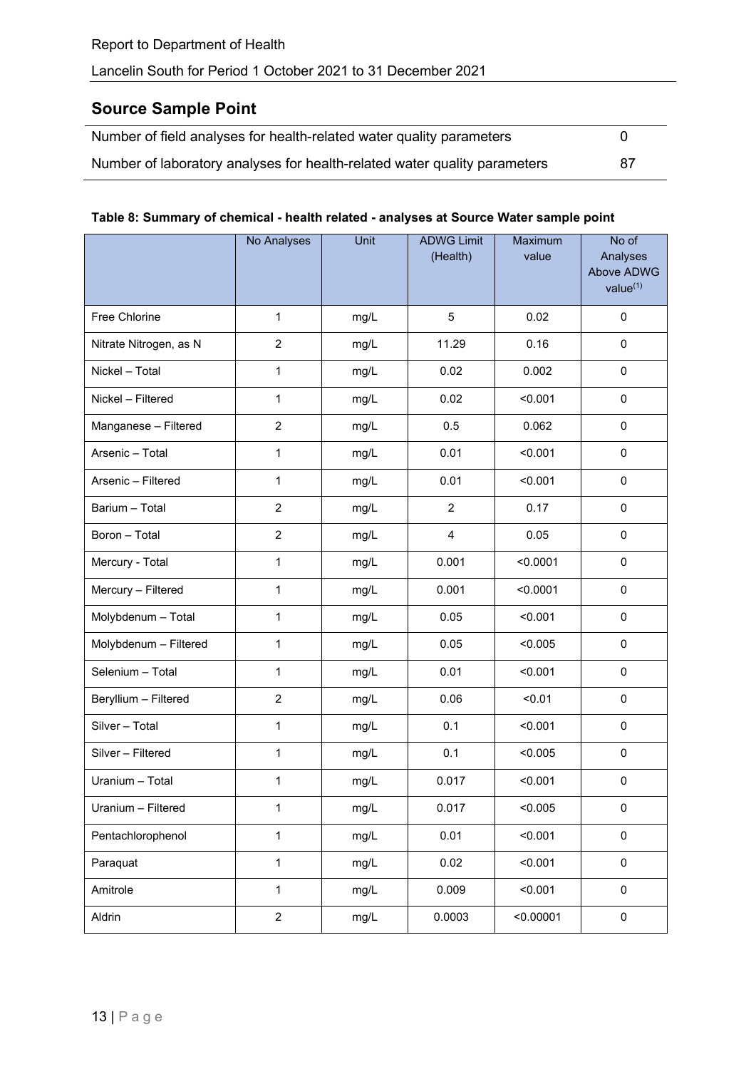## Source Sample Point

| | |
|---|---|
| Number of field analyses for health-related water quality parameters | 0 |
| Number of laboratory analyses for health-related water quality parameters | 87 |

**Table 8: Summary of chemical - health related - analyses at Source Water sample point**

| | No Analyses | Unit | ADWG Limit (Health) | Maximum value | No of Analyses Above ADWG value[(1)] |
|---|---|---|---|---|---|
| Free Chlorine | 1 | mg/L | 5 | 0.02 | 0 |
| Nitrate Nitrogen, as N | 2 | mg/L | 11.29 | 0.16 | 0 |
| Nickel – Total | 1 | mg/L | 0.02 | 0.002 | 0 |
| Nickel – Filtered | 1 | mg/L | 0.02 | <0.001 | 0 |
| Manganese – Filtered | 2 | mg/L | 0.5 | 0.062 | 0 |
| Arsenic – Total | 1 | mg/L | 0.01 | <0.001 | 0 |
| Arsenic – Filtered | 1 | mg/L | 0.01 | <0.001 | 0 |
| Barium – Total | 2 | mg/L | 2 | 0.17 | 0 |
| Boron – Total | 2 | mg/L | 4 | 0.05 | 0 |
| Mercury - Total | 1 | mg/L | 0.001 | <0.0001 | 0 |
| Mercury – Filtered | 1 | mg/L | 0.001 | <0.0001 | 0 |
| Molybdenum – Total | 1 | mg/L | 0.05 | <0.001 | 0 |
| Molybdenum – Filtered | 1 | mg/L | 0.05 | <0.005 | 0 |
| Selenium – Total | 1 | mg/L | 0.01 | <0.001 | 0 |
| Beryllium – Filtered | 2 | mg/L | 0.06 | <0.01 | 0 |
| Silver – Total | 1 | mg/L | 0.1 | <0.001 | 0 |
| Silver – Filtered | 1 | mg/L | 0.1 | <0.005 | 0 |
| Uranium – Total | 1 | mg/L | 0.017 | <0.001 | 0 |
| Uranium – Filtered | 1 | mg/L | 0.017 | <0.005 | 0 |
| Pentachlorophenol | 1 | mg/L | 0.01 | <0.001 | 0 |
| Paraquat | 1 | mg/L | 0.02 | <0.001 | 0 |
| Amitrole | 1 | mg/L | 0.009 | <0.001 | 0 |
| Aldrin | 2 | mg/L | 0.0003 | <0.00001 | 0 |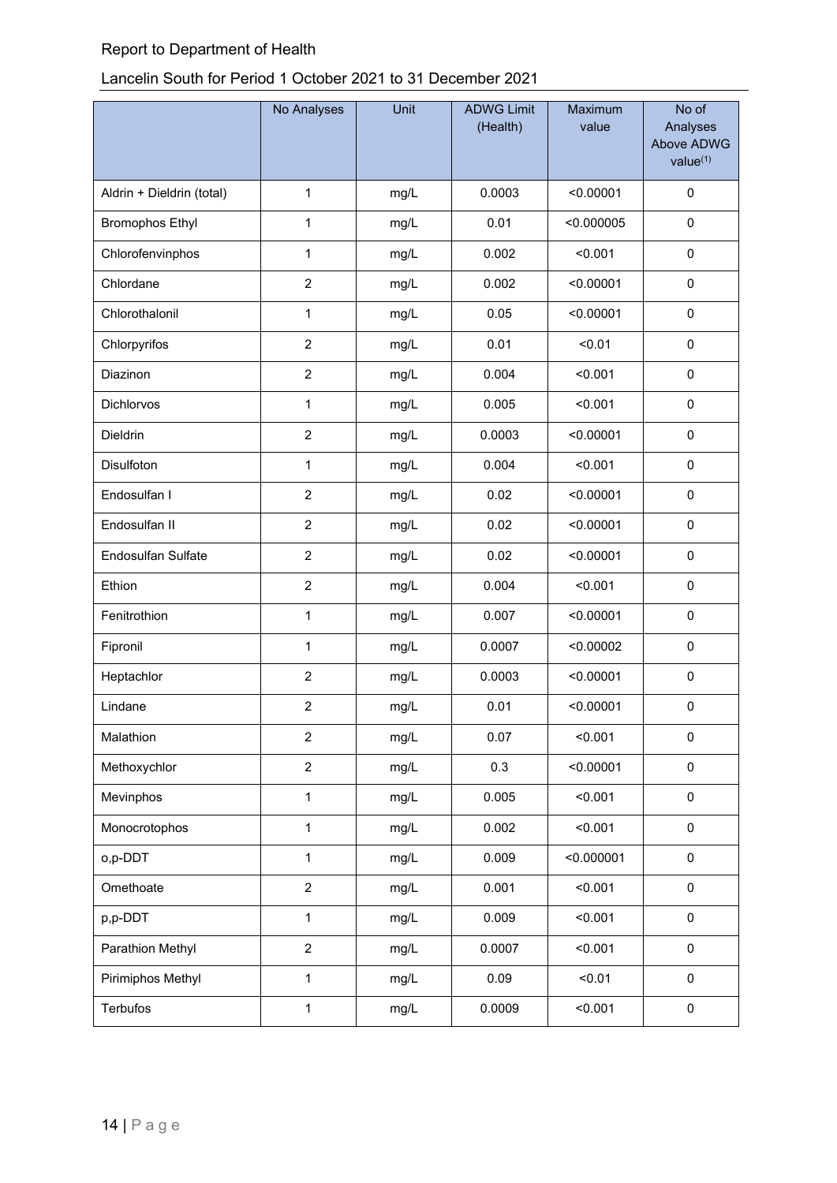Report to Department of Health

Lancelin South for Period 1 October 2021 to 31 December 2021

| | No Analyses | Unit | ADWG Limit (Health) | Maximum value | No of Analyses Above ADWG value[1] |
|---|---|---|---|---|---|
| Aldrin + Dieldrin (total) | 1 | mg/L | 0.0003 | <0.00001 | 0 |
| Bromophos Ethyl | 1 | mg/L | 0.01 | <0.000005 | 0 |
| Chlorofenvinphos | 1 | mg/L | 0.002 | <0.001 | 0 |
| Chlordane | 2 | mg/L | 0.002 | <0.00001 | 0 |
| Chlorothalonil | 1 | mg/L | 0.05 | <0.00001 | 0 |
| Chlorpyrifos | 2 | mg/L | 0.01 | <0.01 | 0 |
| Diazinon | 2 | mg/L | 0.004 | <0.001 | 0 |
| Dichlorvos | 1 | mg/L | 0.005 | <0.001 | 0 |
| Dieldrin | 2 | mg/L | 0.0003 | <0.00001 | 0 |
| Disulfoton | 1 | mg/L | 0.004 | <0.001 | 0 |
| Endosulfan I | 2 | mg/L | 0.02 | <0.00001 | 0 |
| Endosulfan II | 2 | mg/L | 0.02 | <0.00001 | 0 |
| Endosulfan Sulfate | 2 | mg/L | 0.02 | <0.00001 | 0 |
| Ethion | 2 | mg/L | 0.004 | <0.001 | 0 |
| Fenitrothion | 1 | mg/L | 0.007 | <0.00001 | 0 |
| Fipronil | 1 | mg/L | 0.0007 | <0.00002 | 0 |
| Heptachlor | 2 | mg/L | 0.0003 | <0.00001 | 0 |
| Lindane | 2 | mg/L | 0.01 | <0.00001 | 0 |
| Malathion | 2 | mg/L | 0.07 | <0.001 | 0 |
| Methoxychlor | 2 | mg/L | 0.3 | <0.00001 | 0 |
| Mevinphos | 1 | mg/L | 0.005 | <0.001 | 0 |
| Monocrotophos | 1 | mg/L | 0.002 | <0.001 | 0 |
| o,p-DDT | 1 | mg/L | 0.009 | <0.000001 | 0 |
| Omethoate | 2 | mg/L | 0.001 | <0.001 | 0 |
| p,p-DDT | 1 | mg/L | 0.009 | <0.001 | 0 |
| Parathion Methyl | 2 | mg/L | 0.0007 | <0.001 | 0 |
| Pirimiphos Methyl | 1 | mg/L | 0.09 | <0.01 | 0 |
| Terbufos | 1 | mg/L | 0.0009 | <0.001 | 0 |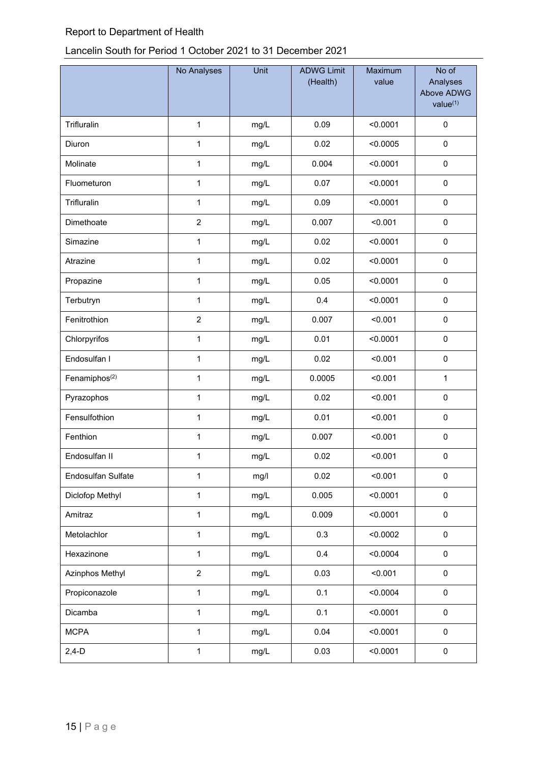Report to Department of Health

Lancelin South for Period 1 October 2021 to 31 December 2021

| | No Analyses | Unit | ADWG Limit (Health) | Maximum value | No of Analyses Above ADWG value[1] |
|---|---|---|---|---|---|
| Trifluralin | 1 | mg/L | 0.09 | <0.0001 | 0 |
| Diuron | 1 | mg/L | 0.02 | <0.0005 | 0 |
| Molinate | 1 | mg/L | 0.004 | <0.0001 | 0 |
| Fluometuron | 1 | mg/L | 0.07 | <0.0001 | 0 |
| Trifluralin | 1 | mg/L | 0.09 | <0.0001 | 0 |
| Dimethoate | 2 | mg/L | 0.007 | <0.001 | 0 |
| Simazine | 1 | mg/L | 0.02 | <0.0001 | 0 |
| Atrazine | 1 | mg/L | 0.02 | <0.0001 | 0 |
| Propazine | 1 | mg/L | 0.05 | <0.0001 | 0 |
| Terbutryn | 1 | mg/L | 0.4 | <0.0001 | 0 |
| Fenitrothion | 2 | mg/L | 0.007 | <0.001 | 0 |
| Chlorpyrifos | 1 | mg/L | 0.01 | <0.0001 | 0 |
| Endosulfan I | 1 | mg/L | 0.02 | <0.001 | 0 |
| Fenamiphos[2] | 1 | mg/L | 0.0005 | <0.001 | 1 |
| Pyrazophos | 1 | mg/L | 0.02 | <0.001 | 0 |
| Fensulfothion | 1 | mg/L | 0.01 | <0.001 | 0 |
| Fenthion | 1 | mg/L | 0.007 | <0.001 | 0 |
| Endosulfan II | 1 | mg/L | 0.02 | <0.001 | 0 |
| Endosulfan Sulfate | 1 | mg/l | 0.02 | <0.001 | 0 |
| Diclofop Methyl | 1 | mg/L | 0.005 | <0.0001 | 0 |
| Amitraz | 1 | mg/L | 0.009 | <0.0001 | 0 |
| Metolachlor | 1 | mg/L | 0.3 | <0.0002 | 0 |
| Hexazinone | 1 | mg/L | 0.4 | <0.0004 | 0 |
| Azinphos Methyl | 2 | mg/L | 0.03 | <0.001 | 0 |
| Propiconazole | 1 | mg/L | 0.1 | <0.0004 | 0 |
| Dicamba | 1 | mg/L | 0.1 | <0.0001 | 0 |
| MCPA | 1 | mg/L | 0.04 | <0.0001 | 0 |
| 2,4-D | 1 | mg/L | 0.03 | <0.0001 | 0 |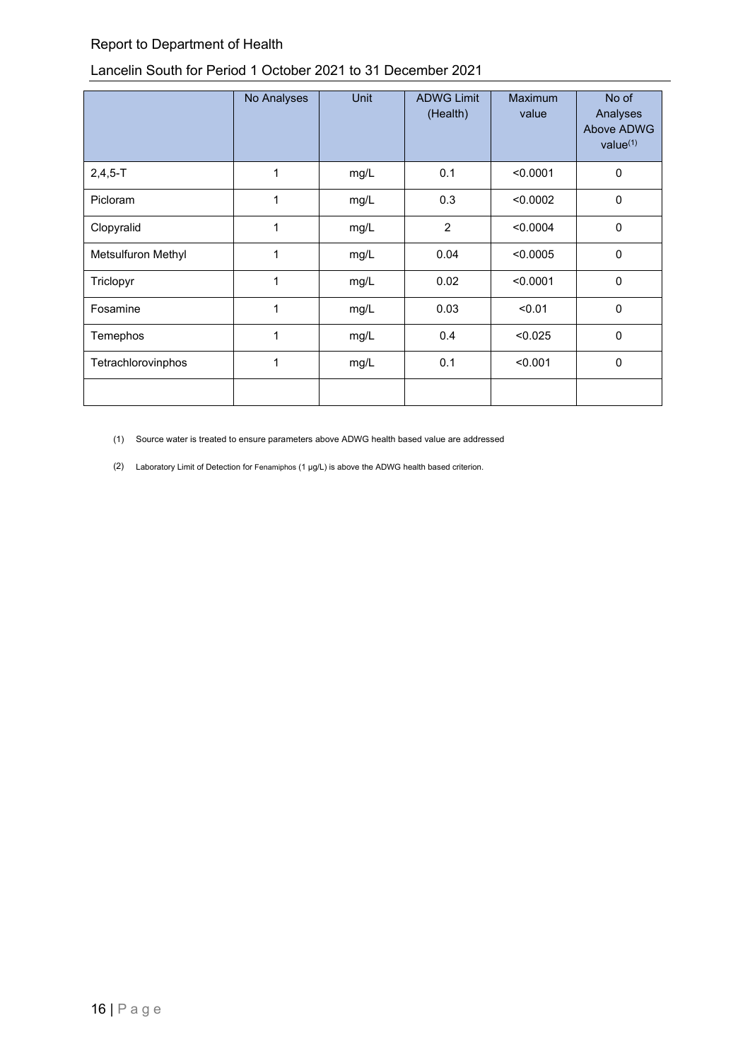| | No Analyses | Unit | ADWG Limit (Health) | Maximum value | No of Analyses Above ADWG value[1] |
|---|---|---|---|---|---|
| 2,4,5-T | 1 | mg/L | 0.1 | <0.0001 | 0 |
| Picloram | 1 | mg/L | 0.3 | <0.0002 | 0 |
| Clopyralid | 1 | mg/L | 2 | <0.0004 | 0 |
| Metsulfuron Methyl | 1 | mg/L | 0.04 | <0.0005 | 0 |
| Triclopyr | 1 | mg/L | 0.02 | <0.0001 | 0 |
| Fosamine | 1 | mg/L | 0.03 | <0.01 | 0 |
| Temephos | 1 | mg/L | 0.4 | <0.025 | 0 |
| Tetrachlorovinphos | 1 | mg/L | 0.1 | <0.001 | 0 |
| | | | | | |

(1) Source water is treated to ensure parameters above ADWG health based value are addressed

(2) Laboratory Limit of Detection for Fenamiphos (1 µg/L) is above the ADWG health based criterion.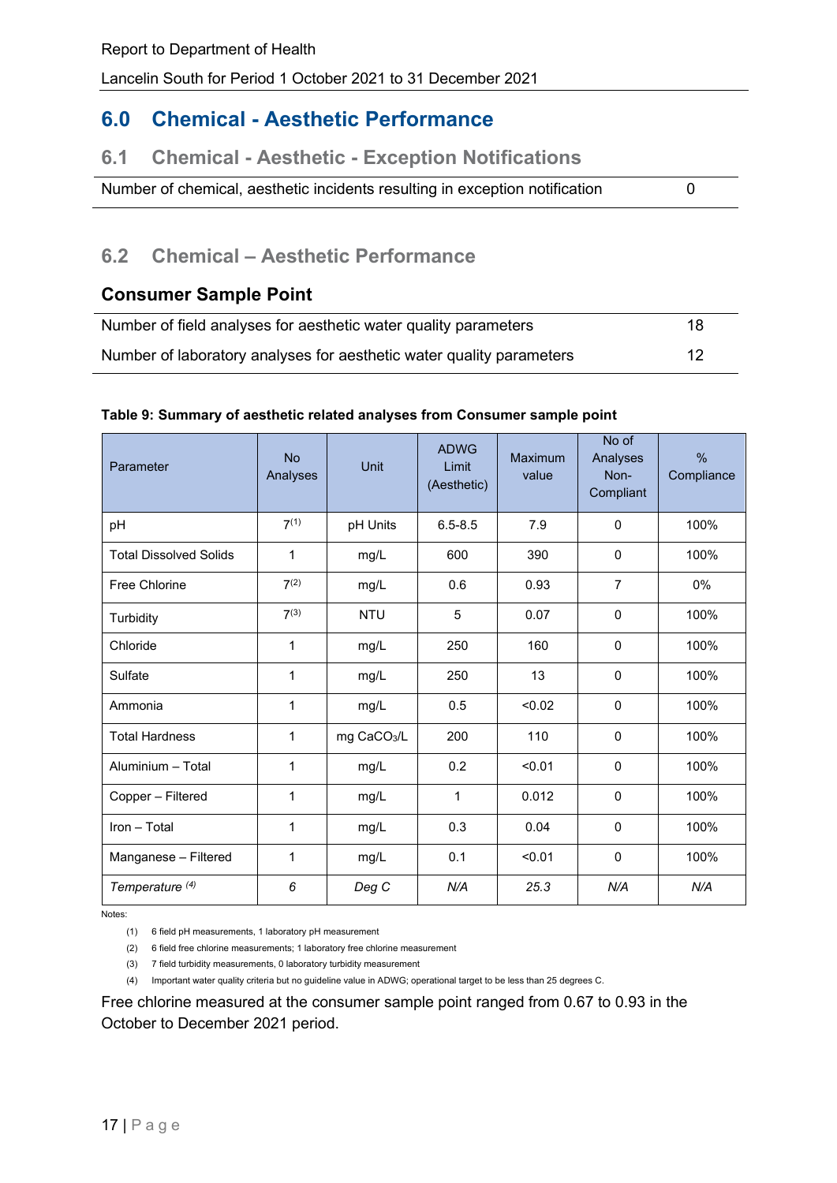# 6.0 Chemical - Aesthetic Performance

## 6.1 Chemical - Aesthetic - Exception Notifications

| | |
|---|---|
| Number of chemical, aesthetic incidents resulting in exception notification | 0 |

## 6.2 Chemical – Aesthetic Performance

### Consumer Sample Point

| | |
|---|---|
| Number of field analyses for aesthetic water quality parameters | 18 |
| Number of laboratory analyses for aesthetic water quality parameters | 12 |

**Table 9: Summary of aesthetic related analyses from Consumer sample point**

| Parameter | No Analyses | Unit | ADWG Limit (Aesthetic) | Maximum value | No of Analyses Non-Compliant | % Compliance |
|---|---|---|---|---|---|---|
| pH | 7(1) | pH Units | 6.5-8.5 | 7.9 | 0 | 100% |
| Total Dissolved Solids | 1 | mg/L | 600 | 390 | 0 | 100% |
| Free Chlorine | 7(2) | mg/L | 0.6 | 0.93 | 7 | 0% |
| Turbidity | 7(3) | NTU | 5 | 0.07 | 0 | 100% |
| Chloride | 1 | mg/L | 250 | 160 | 0 | 100% |
| Sulfate | 1 | mg/L | 250 | 13 | 0 | 100% |
| Ammonia | 1 | mg/L | 0.5 | <0.02 | 0 | 100% |
| Total Hardness | 1 | mg $CaCO_3$/L | 200 | 110 | 0 | 100% |
| Aluminium – Total | 1 | mg/L | 0.2 | <0.01 | 0 | 100% |
| Copper – Filtered | 1 | mg/L | 1 | 0.012 | 0 | 100% |
| Iron – Total | 1 | mg/L | 0.3 | 0.04 | 0 | 100% |
| Manganese – Filtered | 1 | mg/L | 0.1 | <0.01 | 0 | 100% |
| *Temperature (4)* | *6* | *Deg C* | *N/A* | *25.3* | *N/A* | *N/A* |

Notes:

(1) 6 field pH measurements, 1 laboratory pH measurement

(2) 6 field free chlorine measurements; 1 laboratory free chlorine measurement

(3) 7 field turbidity measurements, 0 laboratory turbidity measurement

(4) Important water quality criteria but no guideline value in ADWG; operational target to be less than 25 degrees C.

Free chlorine measured at the consumer sample point ranged from 0.67 to 0.93 in the October to December 2021 period.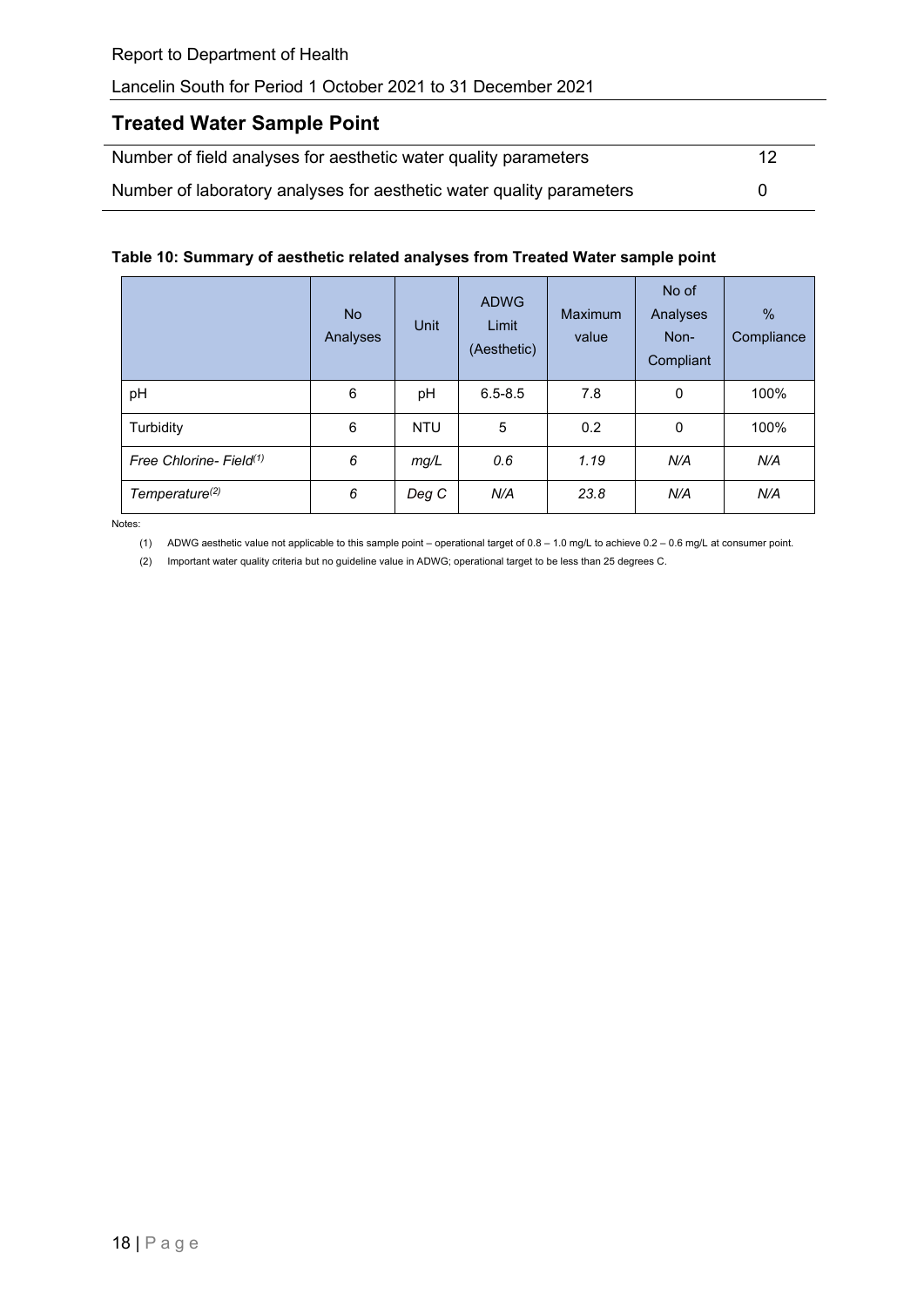## Treated Water Sample Point

| | |
|---|---|
| Number of field analyses for aesthetic water quality parameters | 12 |
| Number of laboratory analyses for aesthetic water quality parameters | 0 |

**Table 10: Summary of aesthetic related analyses from Treated Water sample point**

| | No Analyses | Unit | ADWG Limit (Aesthetic) | Maximum value | No of Analyses Non-Compliant | % Compliance |
|---|---|---|---|---|---|---|
| pH | 6 | pH | 6.5-8.5 | 7.8 | 0 | 100% |
| Turbidity | 6 | NTU | 5 | 0.2 | 0 | 100% |
| *Free Chlorine- Field(1)* | *6* | *mg/L* | *0.6* | *1.19* | *N/A* | *N/A* |
| *Temperature(2)* | *6* | *Deg C* | *N/A* | *23.8* | *N/A* | *N/A* |

Notes:

(1) ADWG aesthetic value not applicable to this sample point – operational target of 0.8 – 1.0 mg/L to achieve 0.2 – 0.6 mg/L at consumer point.

(2) Important water quality criteria but no guideline value in ADWG; operational target to be less than 25 degrees C.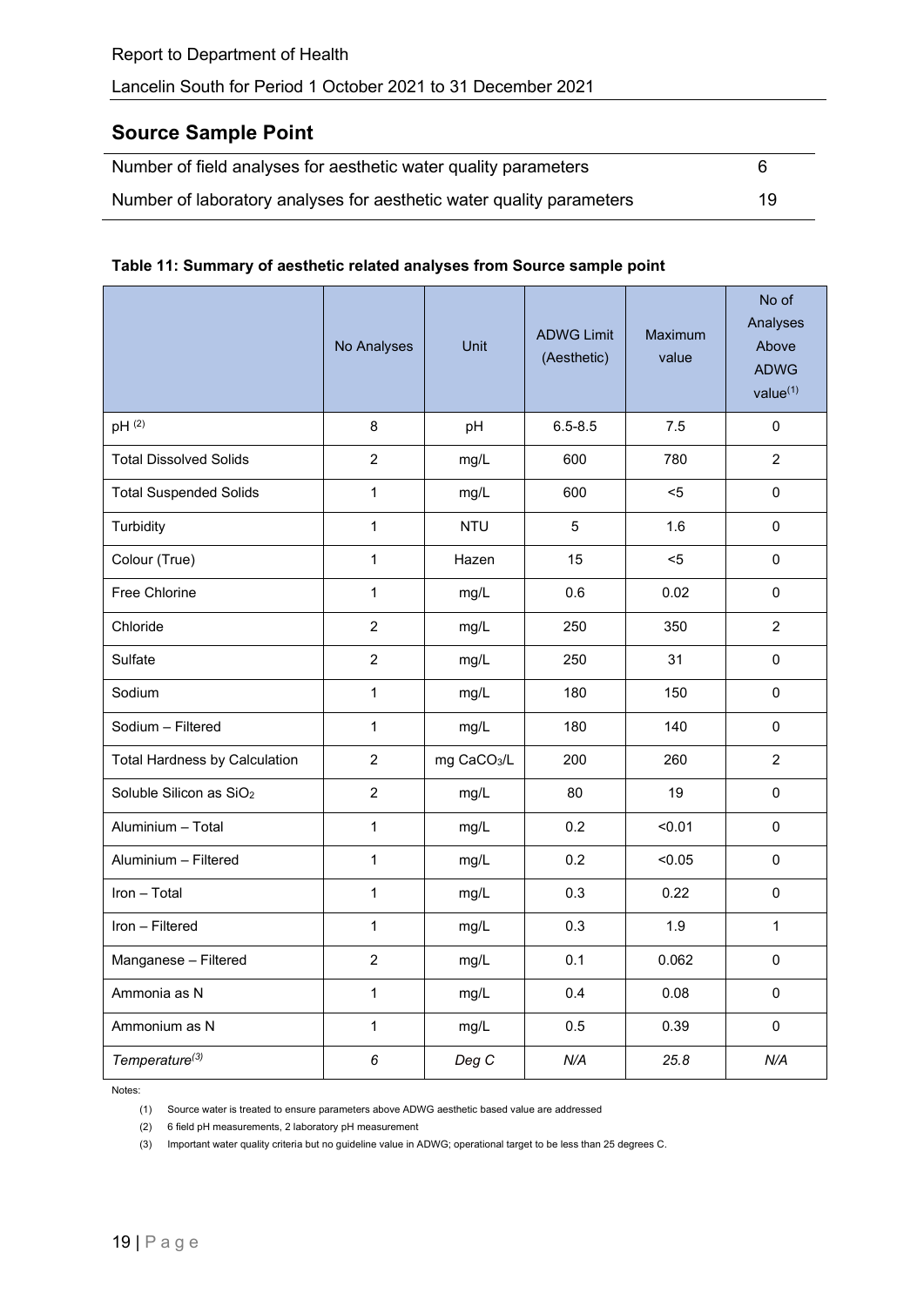## Source Sample Point

| | |
|---|---|
| Number of field analyses for aesthetic water quality parameters | 6 |
| Number of laboratory analyses for aesthetic water quality parameters | 19 |

**Table 11: Summary of aesthetic related analyses from Source sample point**

| | No Analyses | Unit | ADWG Limit (Aesthetic) | Maximum value | No of Analyses Above ADWG value[(1)] |
|---|---|---|---|---|---|
| pH [(2)] | 8 | pH | 6.5-8.5 | 7.5 | 0 |
| Total Dissolved Solids | 2 | mg/L | 600 | 780 | 2 |
| Total Suspended Solids | 1 | mg/L | 600 | <5 | 0 |
| Turbidity | 1 | NTU | 5 | 1.6 | 0 |
| Colour (True) | 1 | Hazen | 15 | <5 | 0 |
| Free Chlorine | 1 | mg/L | 0.6 | 0.02 | 0 |
| Chloride | 2 | mg/L | 250 | 350 | 2 |
| Sulfate | 2 | mg/L | 250 | 31 | 0 |
| Sodium | 1 | mg/L | 180 | 150 | 0 |
| Sodium – Filtered | 1 | mg/L | 180 | 140 | 0 |
| Total Hardness by Calculation | 2 | mg $CaCO_3$/L | 200 | 260 | 2 |
| Soluble Silicon as $SiO_2$ | 2 | mg/L | 80 | 19 | 0 |
| Aluminium – Total | 1 | mg/L | 0.2 | <0.01 | 0 |
| Aluminium – Filtered | 1 | mg/L | 0.2 | <0.05 | 0 |
| Iron – Total | 1 | mg/L | 0.3 | 0.22 | 0 |
| Iron – Filtered | 1 | mg/L | 0.3 | 1.9 | 1 |
| Manganese – Filtered | 2 | mg/L | 0.1 | 0.062 | 0 |
| Ammonia as N | 1 | mg/L | 0.4 | 0.08 | 0 |
| Ammonium as N | 1 | mg/L | 0.5 | 0.39 | 0 |
| *Temperature*[(3)] | *6* | *Deg C* | *N/A* | *25.8* | *N/A* |

Notes:

(1) Source water is treated to ensure parameters above ADWG aesthetic based value are addressed

(2) 6 field pH measurements, 2 laboratory pH measurement

(3) Important water quality criteria but no guideline value in ADWG; operational target to be less than 25 degrees C.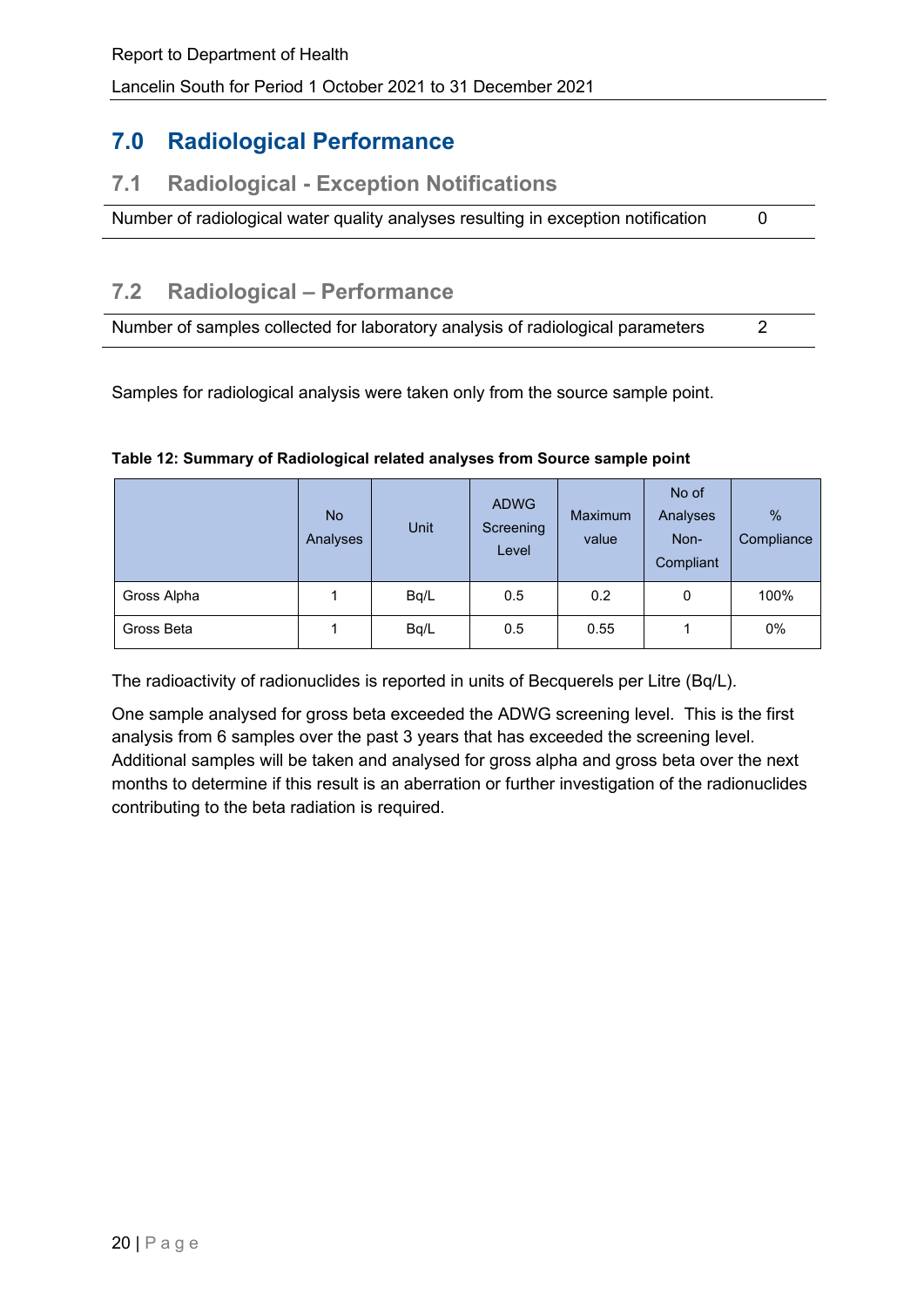## 7.0 Radiological Performance

### 7.1 Radiological - Exception Notifications

| | |
|---|---|
| Number of radiological water quality analyses resulting in exception notification | 0 |

### 7.2 Radiological – Performance

| | |
|---|---|
| Number of samples collected for laboratory analysis of radiological parameters | 2 |

Samples for radiological analysis were taken only from the source sample point.

**Table 12: Summary of Radiological related analyses from Source sample point**

| | No Analyses | Unit | ADWG Screening Level | Maximum value | No of Analyses Non-Compliant | % Compliance |
|---|---|---|---|---|---|---|
| Gross Alpha | 1 | Bq/L | 0.5 | 0.2 | 0 | 100% |
| Gross Beta | 1 | Bq/L | 0.5 | 0.55 | 1 | 0% |

The radioactivity of radionuclides is reported in units of Becquerels per Litre (Bq/L).

One sample analysed for gross beta exceeded the ADWG screening level. This is the first analysis from 6 samples over the past 3 years that has exceeded the screening level. Additional samples will be taken and analysed for gross alpha and gross beta over the next months to determine if this result is an aberration or further investigation of the radionuclides contributing to the beta radiation is required.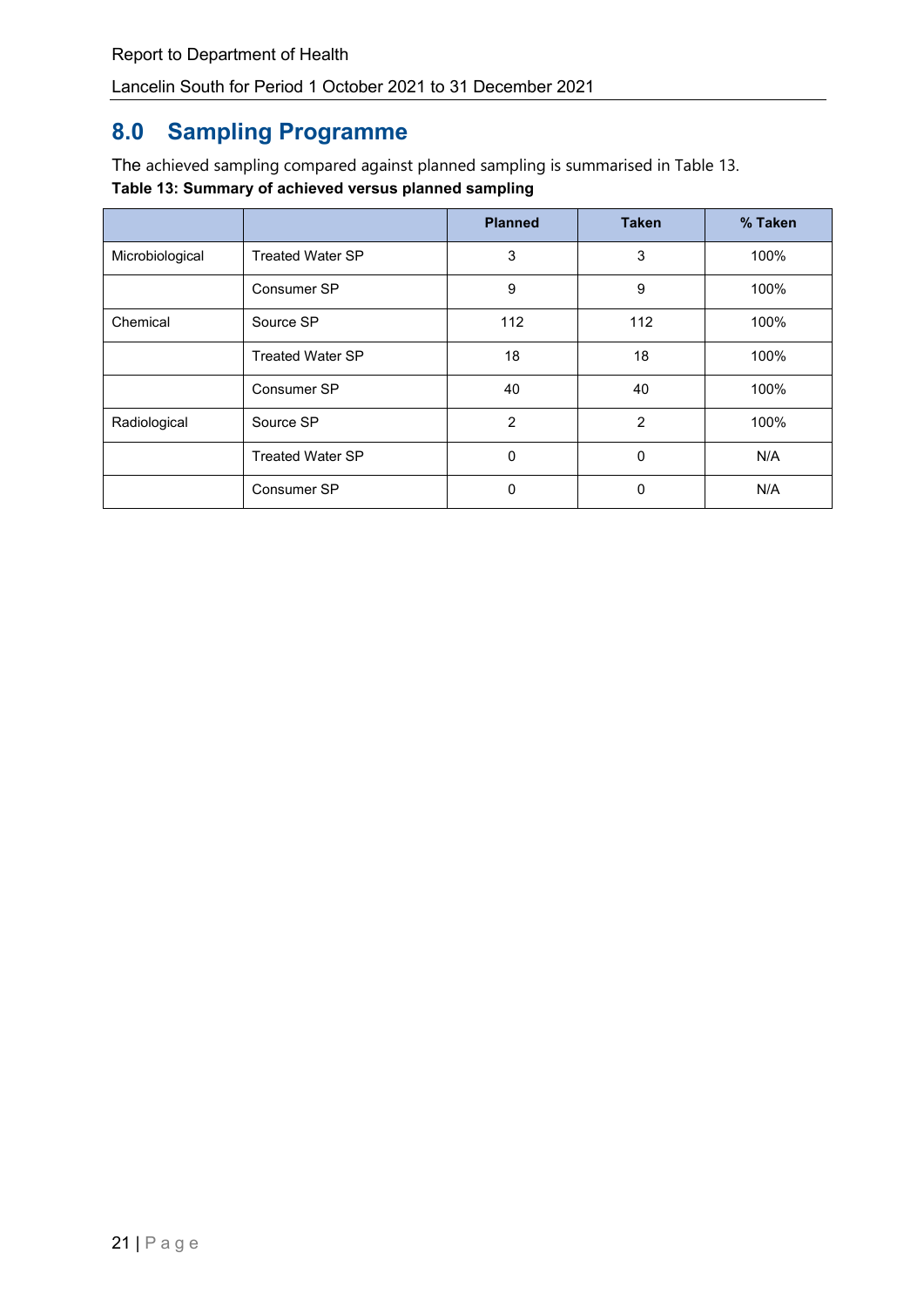## 8.0 Sampling Programme

The achieved sampling compared against planned sampling is summarised in Table 13.

**Table 13: Summary of achieved versus planned sampling**

| | | Planned | Taken | % Taken |
|---|---|---|---|---|
| Microbiological | Treated Water SP | 3 | 3 | 100% |
| | Consumer SP | 9 | 9 | 100% |
| Chemical | Source SP | 112 | 112 | 100% |
| | Treated Water SP | 18 | 18 | 100% |
| | Consumer SP | 40 | 40 | 100% |
| Radiological | Source SP | 2 | 2 | 100% |
| | Treated Water SP | 0 | 0 | N/A |
| | Consumer SP | 0 | 0 | N/A |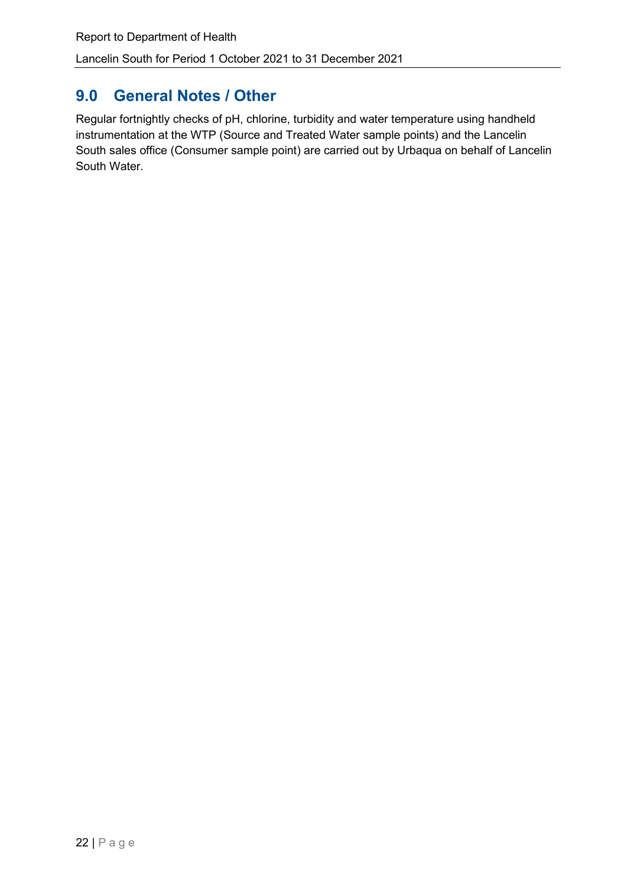## 9.0 General Notes / Other

Regular fortnightly checks of pH, chlorine, turbidity and water temperature using handheld instrumentation at the WTP (Source and Treated Water sample points) and the Lancelin South sales office (Consumer sample point) are carried out by Urbaqua on behalf of Lancelin South Water.